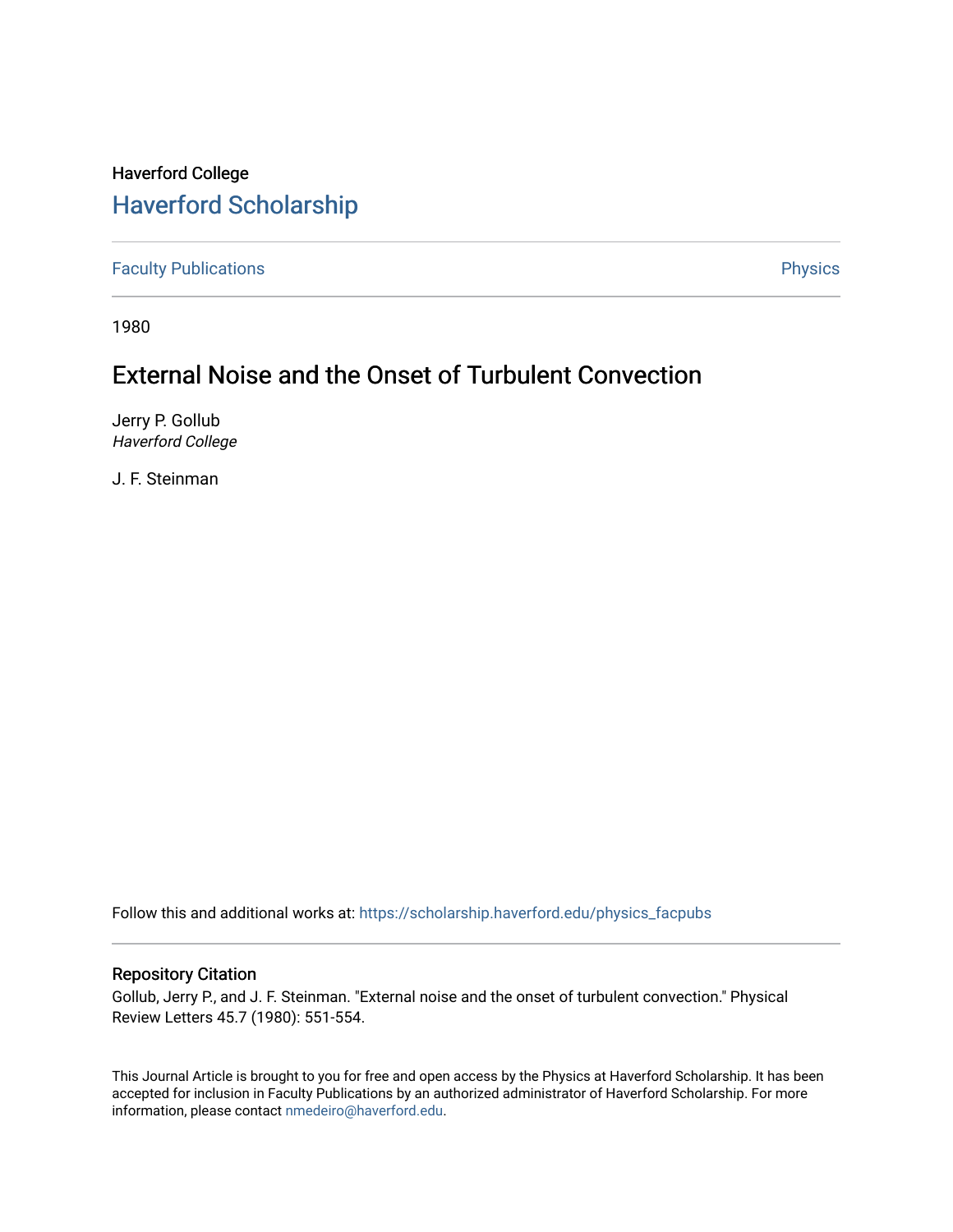Haverford College

# Haverford Scholarship

Faculty Publications

Physics

1980

## External Noise and the Onset of Turbulent Convection

Jerry P. Gollub
*Haverford College*

J. F. Steinman

Follow this and additional works at: https://scholarship.haverford.edu/physics_facpubs

### Repository Citation

Gollub, Jerry P., and J. F. Steinman. "External noise and the onset of turbulent convection." Physical Review Letters 45.7 (1980): 551-554.

This Journal Article is brought to you for free and open access by the Physics at Haverford Scholarship. It has been accepted for inclusion in Faculty Publications by an authorized administrator of Haverford Scholarship. For more information, please contact nmedeiro@haverford.edu.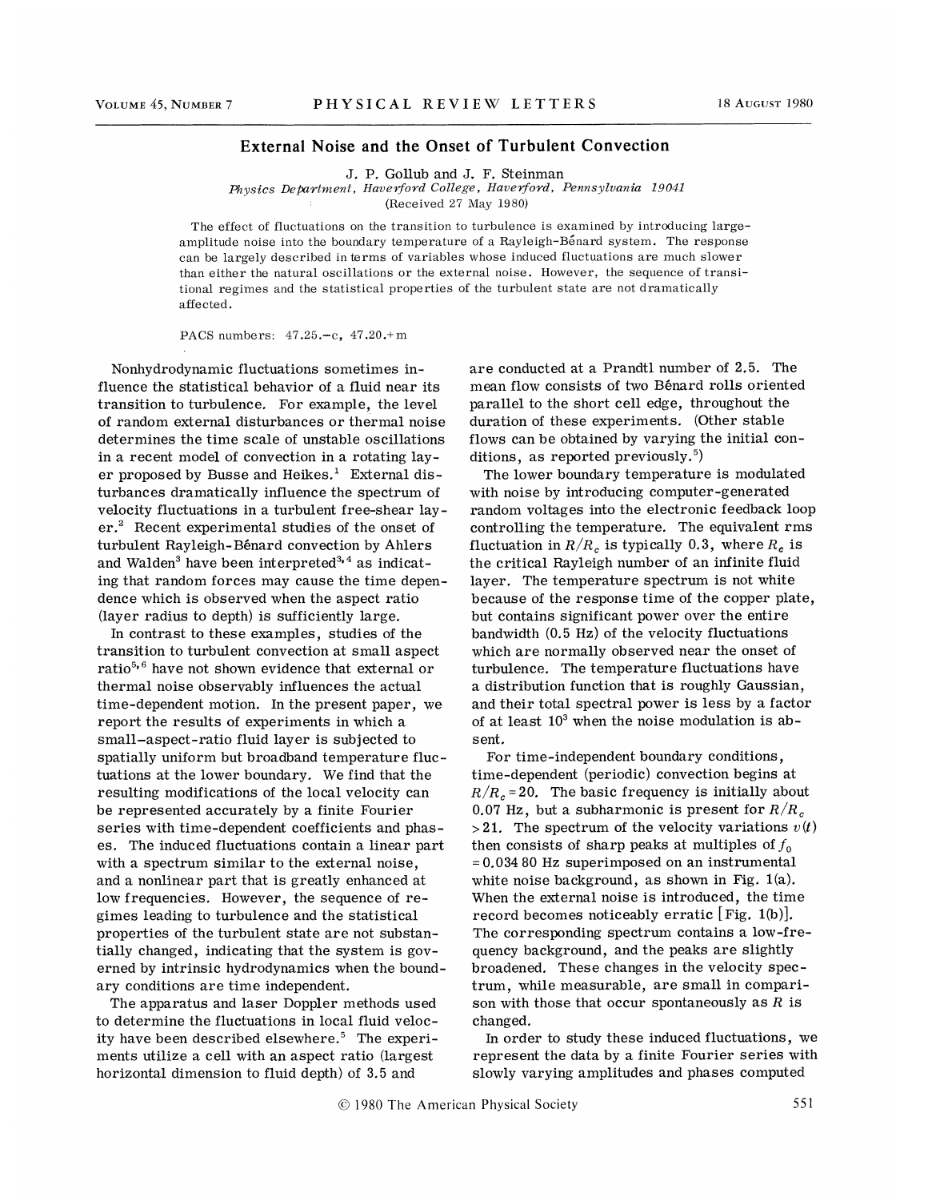# External Noise and the Onset of Turbulent Convection

J. P. Gollub and J. F. Steinman

*Physics Department, Haverford College, Haverford, Pennsylvania 19041*

(Received 27 May 1980)

The effect of fluctuations on the transition to turbulence is examined by introducing large-amplitude noise into the boundary temperature of a Rayleigh-Bénard system. The response can be largely described in terms of variables whose induced fluctuations are much slower than either the natural oscillations or the external noise. However, the sequence of transitional regimes and the statistical properties of the turbulent state are not dramatically affected.

PACS numbers: 47.25.-c, 47.20.+m

Nonhydrodynamic fluctuations sometimes influence the statistical behavior of a fluid near its transition to turbulence. For example, the level of random external disturbances or thermal noise determines the time scale of unstable oscillations in a recent model of convection in a rotating layer proposed by Busse and Heikes.[1] External disturbances dramatically influence the spectrum of velocity fluctuations in a turbulent free-shear layer.[2] Recent experimental studies of the onset of turbulent Rayleigh-Bénard convection by Ahlers and Walden[3] have been interpreted[3,4] as indicating that random forces may cause the time dependence which is observed when the aspect ratio (layer radius to depth) is sufficiently large.

In contrast to these examples, studies of the transition to turbulent convection at small aspect ratio[5,6] have not shown evidence that external or thermal noise observably influences the actual time-dependent motion. In the present paper, we report the results of experiments in which a small-aspect-ratio fluid layer is subjected to spatially uniform but broadband temperature fluctuations at the lower boundary. We find that the resulting modifications of the local velocity can be represented accurately by a finite Fourier series with time-dependent coefficients and phases. The induced fluctuations contain a linear part with a spectrum similar to the external noise, and a nonlinear part that is greatly enhanced at low frequencies. However, the sequence of regimes leading to turbulence and the statistical properties of the turbulent state are not substantially changed, indicating that the system is governed by intrinsic hydrodynamics when the boundary conditions are time independent.

The apparatus and laser Doppler methods used to determine the fluctuations in local fluid velocity have been described elsewhere.[5] The experiments utilize a cell with an aspect ratio (largest horizontal dimension to fluid depth) of 3.5 and are conducted at a Prandtl number of 2.5. The mean flow consists of two Bénard rolls oriented parallel to the short cell edge, throughout the duration of these experiments. (Other stable flows can be obtained by varying the initial conditions, as reported previously.[5])

The lower boundary temperature is modulated with noise by introducing computer-generated random voltages into the electronic feedback loop controlling the temperature. The equivalent rms fluctuation in $R/R_c$ is typically 0.3, where $R_c$ is the critical Rayleigh number of an infinite fluid layer. The temperature spectrum is not white because of the response time of the copper plate, but contains significant power over the entire bandwidth (0.5 Hz) of the velocity fluctuations which are normally observed near the onset of turbulence. The temperature fluctuations have a distribution function that is roughly Gaussian, and their total spectral power is less by a factor of at least $10^3$ when the noise modulation is absent.

For time-independent boundary conditions, time-dependent (periodic) convection begins at $R/R_c = 20$. The basic frequency is initially about 0.07 Hz, but a subharmonic is present for $R/R_c > 21$. The spectrum of the velocity variations $v(t)$ then consists of sharp peaks at multiples of $f_0 = 0.034\,80$ Hz superimposed on an instrumental white noise background, as shown in Fig. 1(a). When the external noise is introduced, the time record becomes noticeably erratic [Fig. 1(b)]. The corresponding spectrum contains a low-frequency background, and the peaks are slightly broadened. These changes in the velocity spectrum, while measurable, are small in comparison with those that occur spontaneously as $R$ is changed.

In order to study these induced fluctuations, we represent the data by a finite Fourier series with slowly varying amplitudes and phases computed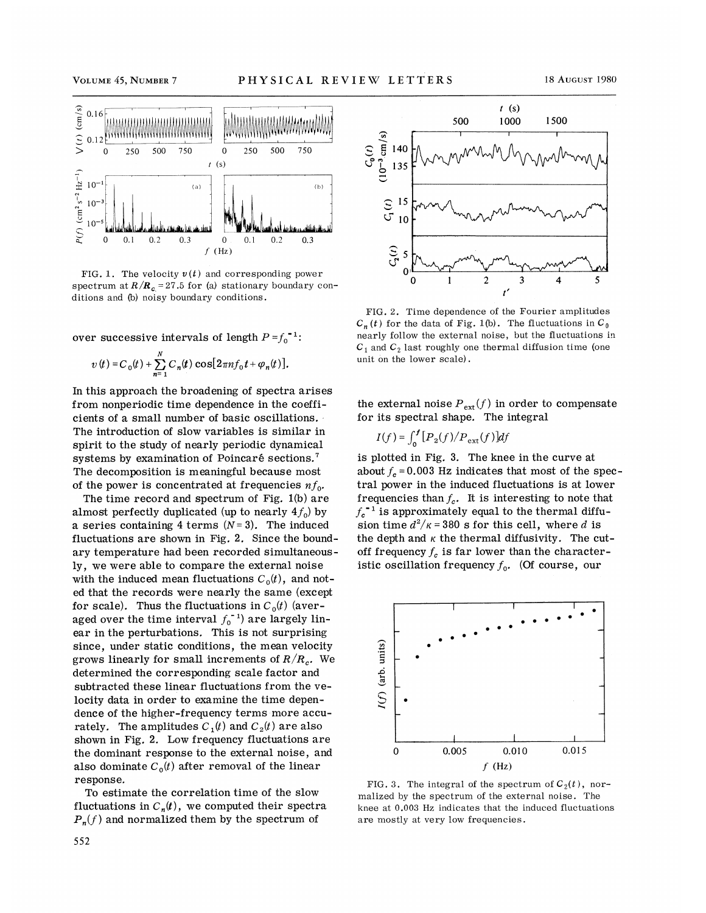FIG. 1. The velocity $v(t)$ and corresponding power spectrum at $R/R_c = 27.5$ for (a) stationary boundary conditions and (b) noisy boundary conditions.

over successive intervals of length $P = f_0^{-1}$:

$$v(t) = C_0(t) + \sum_{n=1}^{N} C_n(t) \cos[2\pi n f_0 t + \varphi_n(t)].$$

In this approach the broadening of spectra arises from nonperiodic time dependence in the coefficients of a small number of basic oscillations. The introduction of slow variables is similar in spirit to the study of nearly periodic dynamical systems by examination of Poincaré sections.[7] The decomposition is meaningful because most of the power is concentrated at frequencies $nf_0$.

The time record and spectrum of Fig. 1(b) are almost perfectly duplicated (up to nearly $4f_0$) by a series containing 4 terms ($N=3$). The induced fluctuations are shown in Fig. 2. Since the boundary temperature had been recorded simultaneously, we were able to compare the external noise with the induced mean fluctuations $C_0(t)$, and noted that the records were nearly the same (except for scale). Thus the fluctuations in $C_0(t)$ (averaged over the time interval $f_0^{-1}$) are largely linear in the perturbations. This is not surprising since, under static conditions, the mean velocity grows linearly for small increments of $R/R_c$. We determined the corresponding scale factor and subtracted these linear fluctuations from the velocity data in order to examine the time dependence of the higher-frequency terms more accurately. The amplitudes $C_1(t)$ and $C_2(t)$ are also shown in Fig. 2. Low frequency fluctuations are the dominant response to the external noise, and also dominate $C_0(t)$ after removal of the linear response.

To estimate the correlation time of the slow fluctuations in $C_n(t)$, we computed their spectra $P_n(f)$ and normalized them by the spectrum of the external noise $P_{\text{ext}}(f)$ in order to compensate for its spectral shape. The integral

$$I(f) = \int_0^f [P_2(f)/P_{\text{ext}}(f)]df$$

is plotted in Fig. 3. The knee in the curve at about $f_c = 0.003$ Hz indicates that most of the spectral power in the induced fluctuations is at lower frequencies than $f_c$. It is interesting to note that $f_c^{-1}$ is approximately equal to the thermal diffusion time $d^2/\kappa = 380$ s for this cell, where $d$ is the depth and $\kappa$ the thermal diffusivity. The cutoff frequency $f_c$ is far lower than the characteristic oscillation frequency $f_0$. (Of course, our

FIG. 2. Time dependence of the Fourier amplitudes $C_n(t)$ for the data of Fig. 1(b). The fluctuations in $C_0$ nearly follow the external noise, but the fluctuations in $C_1$ and $C_2$ last roughly one thermal diffusion time (one unit on the lower scale).

FIG. 3. The integral of the spectrum of $C_2(t)$, normalized by the spectrum of the external noise. The knee at 0.003 Hz indicates that the induced fluctuations are mostly at very low frequencies.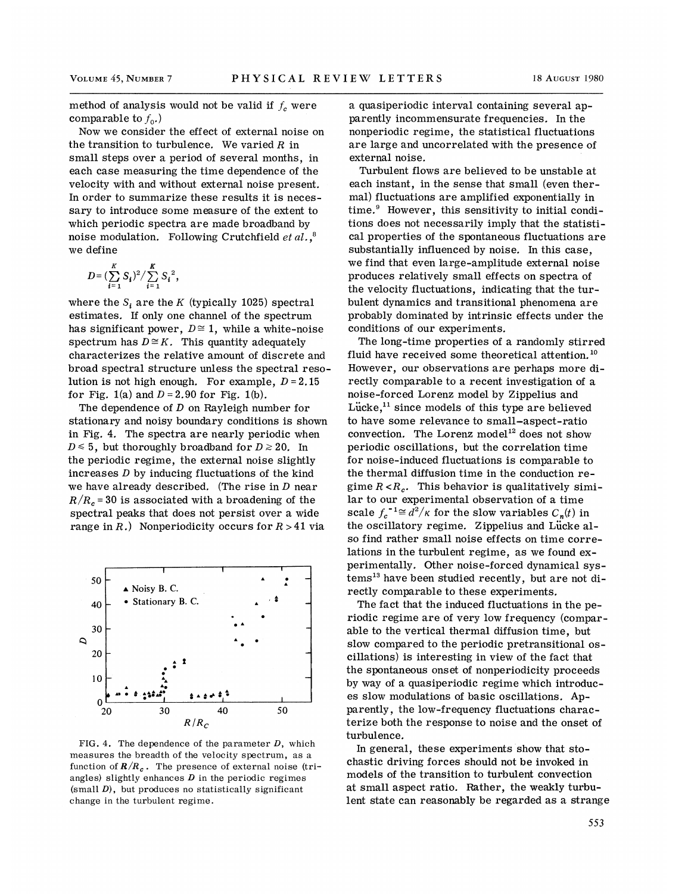method of analysis would not be valid if $f_c$ were comparable to $f_0$.)

Now we consider the effect of external noise on the transition to turbulence. We varied $R$ in small steps over a period of several months, in each case measuring the time dependence of the velocity with and without external noise present. In order to summarize these results it is necessary to introduce some measure of the extent to which periodic spectra are made broadband by noise modulation. Following Crutchfield *et al.*,[8] we define

$$D = \left(\sum_{i=1}^{K} S_i\right)^2 / \sum_{i=1}^{K} S_i^2,$$

where the $S_i$ are the $K$ (typically 1025) spectral estimates. If only one channel of the spectrum has significant power, $D \cong 1$, while a white-noise spectrum has $D \cong K$. This quantity adequately characterizes the relative amount of discrete and broad spectral structure unless the spectral resolution is not high enough. For example, $D = 2.15$ for Fig. 1(a) and $D = 2.90$ for Fig. 1(b).

The dependence of $D$ on Rayleigh number for stationary and noisy boundary conditions is shown in Fig. 4. The spectra are nearly periodic when $D \leq 5$, but thoroughly broadband for $D \gtrsim 20$. In the periodic regime, the external noise slightly increases $D$ by inducing fluctuations of the kind we have already described. (The rise in $D$ near $R/R_c = 30$ is associated with a broadening of the spectral peaks that does not persist over a wide range in $R$.) Nonperiodicity occurs for $R > 41$ via a quasiperiodic interval containing several apparently incommensurate frequencies. In the nonperiodic regime, the statistical fluctuations are large and uncorrelated with the presence of external noise.

FIG. 4. The dependence of the parameter $D$, which measures the breadth of the velocity spectrum, as a function of $R/R_c$. The presence of external noise (triangles) slightly enhances $D$ in the periodic regimes (small $D$), but produces no statistically significant change in the turbulent regime.

Turbulent flows are believed to be unstable at each instant, in the sense that small (even thermal) fluctuations are amplified exponentially in time.[9] However, this sensitivity to initial conditions does not necessarily imply that the statistical properties of the spontaneous fluctuations are substantially influenced by noise. In this case, we find that even large-amplitude external noise produces relatively small effects on spectra of the velocity fluctuations, indicating that the turbulent dynamics and transitional phenomena are probably dominated by intrinsic effects under the conditions of our experiments.

The long-time properties of a randomly stirred fluid have received some theoretical attention.[10] However, our observations are perhaps more directly comparable to a recent investigation of a noise-forced Lorenz model by Zippelius and Lücke,[11] since models of this type are believed to have some relevance to small-aspect-ratio convection. The Lorenz model[12] does not show periodic oscillations, but the correlation time for noise-induced fluctuations is comparable to the thermal diffusion time in the conduction regime $R < R_c$. This behavior is qualitatively similar to our experimental observation of a time scale $f_c^{-1} \cong d^2/\kappa$ for the slow variables $C_n(t)$ in the oscillatory regime. Zippelius and Lücke also find rather small noise effects on time correlations in the turbulent regime, as we found experimentally. Other noise-forced dynamical systems[13] have been studied recently, but are not directly comparable to these experiments.

The fact that the induced fluctuations in the periodic regime are of very low frequency (comparable to the vertical thermal diffusion time, but slow compared to the periodic pretransitional oscillations) is interesting in view of the fact that the spontaneous onset of nonperiodicity proceeds by way of a quasiperiodic regime which introduces slow modulations of basic oscillations. Apparently, the low-frequency fluctuations characterize both the response to noise and the onset of turbulence.

In general, these experiments show that stochastic driving forces should not be invoked in models of the transition to turbulent convection at small aspect ratio. Rather, the weakly turbulent state can reasonably be regarded as a strange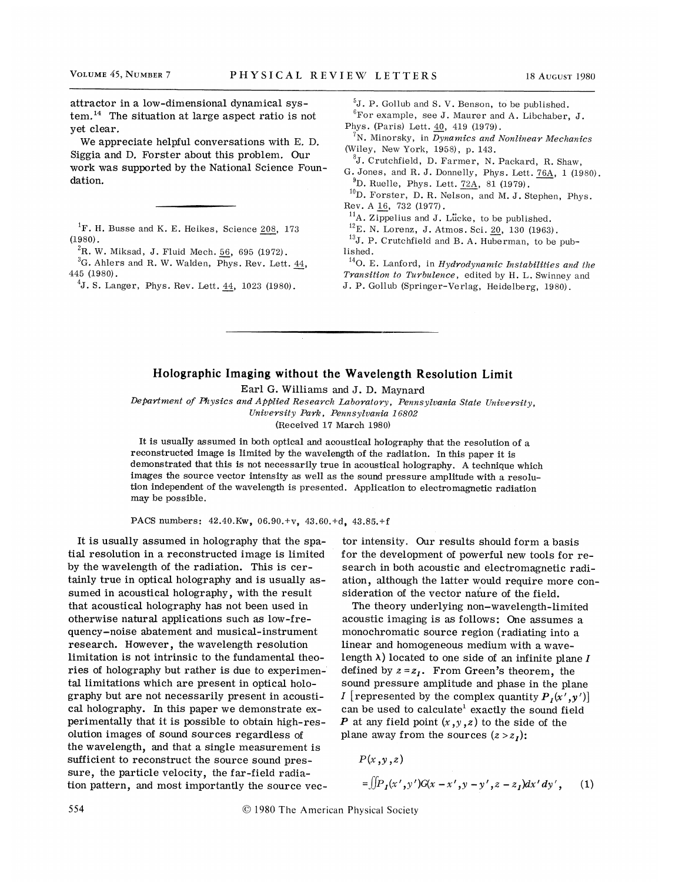attractor in a low-dimensional dynamical system.[14] The situation at large aspect ratio is not yet clear.

We appreciate helpful conversations with E. D. Siggia and D. Forster about this problem. Our work was supported by the National Science Foundation.

---

[1] F. H. Busse and K. E. Heikes, Science 208, 173 (1980).

[2] R. W. Miksad, J. Fluid Mech. 56, 695 (1972).

[3] G. Ahlers and R. W. Walden, Phys. Rev. Lett. 44, 445 (1980).

[4] J. S. Langer, Phys. Rev. Lett. 44, 1023 (1980).

[5] J. P. Gollub and S. V. Benson, to be published.

[6] For example, see J. Maurer and A. Libchaber, J. Phys. (Paris) Lett. 40, 419 (1979).

[7] N. Minorsky, in *Dynamics and Nonlinear Mechanics* (Wiley, New York, 1958), p. 143.

[8] J. Crutchfield, D. Farmer, N. Packard, R. Shaw, G. Jones, and R. J. Donnelly, Phys. Lett. 76A, 1 (1980).

[9] D. Ruelle, Phys. Lett. 72A, 81 (1979).

[10] D. Forster, D. R. Nelson, and M. J. Stephen, Phys. Rev. A 16, 732 (1977).

[11] A. Zippelius and J. Lücke, to be published.

[12] E. N. Lorenz, J. Atmos. Sci. 20, 130 (1963).

[13] J. P. Crutchfield and B. A. Huberman, to be published.

[14] O. E. Lanford, in *Hydrodynamic Instabilities and the Transition to Turbulence*, edited by H. L. Swinney and J. P. Gollub (Springer-Verlag, Heidelberg, 1980).

---

## Holographic Imaging without the Wavelength Resolution Limit

Earl G. Williams and J. D. Maynard

*Department of Physics and Applied Research Laboratory, Pennsylvania State University, University Park, Pennsylvania 16802*

(Received 17 March 1980)

It is usually assumed in both optical and acoustical holography that the resolution of a reconstructed image is limited by the wavelength of the radiation. In this paper it is demonstrated that this is not necessarily true in acoustical holography. A technique which images the source vector intensity as well as the sound pressure amplitude with a resolution independent of the wavelength is presented. Application to electromagnetic radiation may be possible.

PACS numbers: 42.40.Kw, 06.90.+v, 43.60.+d, 43.85.+f

It is usually assumed in holography that the spatial resolution in a reconstructed image is limited by the wavelength of the radiation. This is certainly true in optical holography and is usually assumed in acoustical holography, with the result that acoustical holography has not been used in otherwise natural applications such as low-frequency-noise abatement and musical-instrument research. However, the wavelength resolution limitation is not intrinsic to the fundamental theories of holography but rather is due to experimental limitations which are present in optical holography but are not necessarily present in acoustical holography. In this paper we demonstrate experimentally that it is possible to obtain high-resolution images of sound sources regardless of the wavelength, and that a single measurement is sufficient to reconstruct the source sound pressure, the particle velocity, the far-field radiation pattern, and most importantly the source vector intensity. Our results should form a basis for the development of powerful new tools for research in both acoustic and electromagnetic radiation, although the latter would require more consideration of the vector nature of the field.

The theory underlying non-wavelength-limited acoustic imaging is as follows: One assumes a monochromatic source region (radiating into a linear and homogeneous medium with a wavelength $\lambda$) located to one side of an infinite plane $I$ defined by $z = z_I$. From Green's theorem, the sound pressure amplitude and phase in the plane $I$ [represented by the complex quantity $P_I(x',y')$] can be used to calculate[1] exactly the sound field $\boldsymbol{P}$ at any field point $(x,y,z)$ to the side of the plane away from the sources $(z > z_I)$:

$$P(x,y,z) = \iint P_I(x',y')G(x-x',y-y',z-z_I)dx'dy', \quad (1)$$